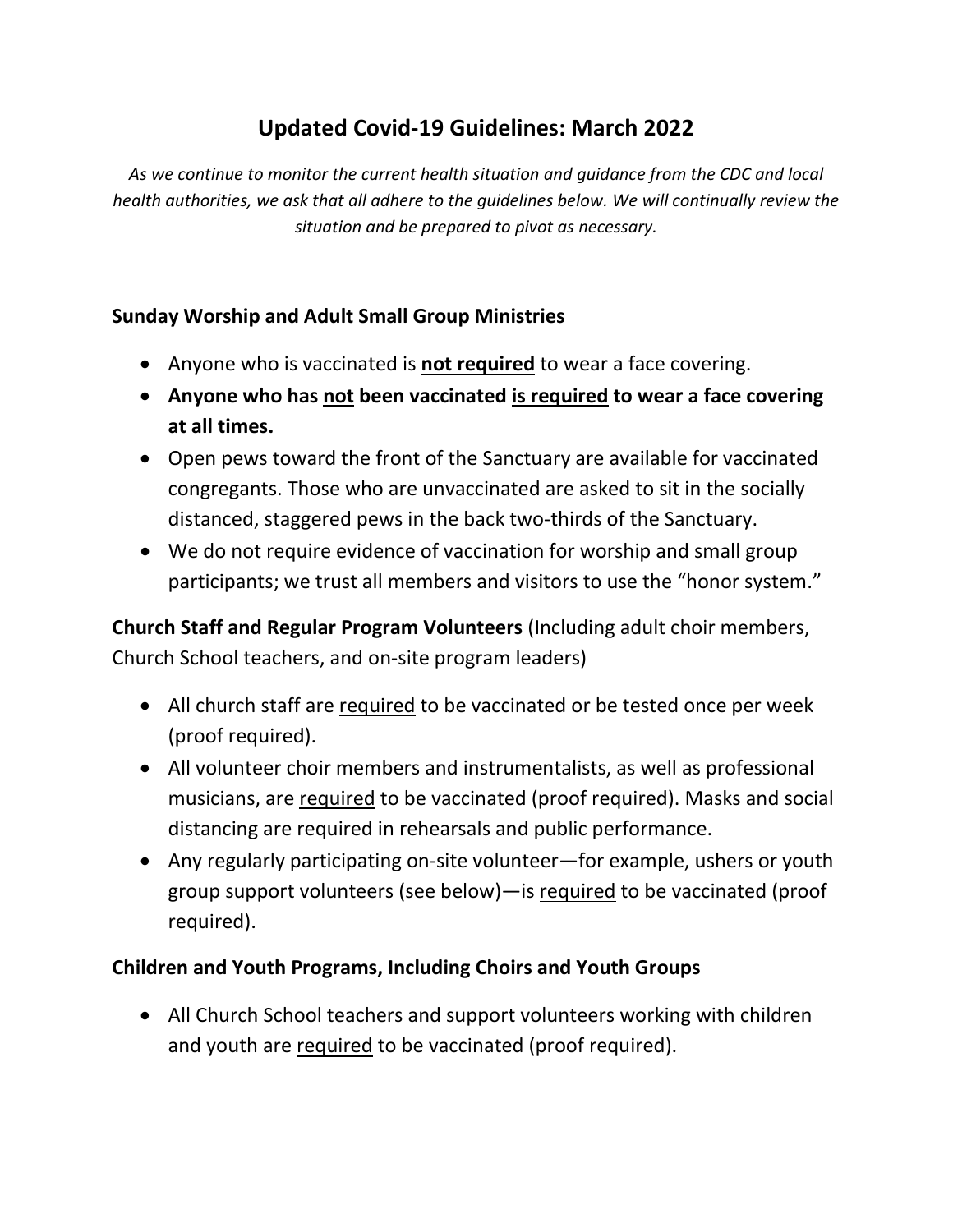# Updated Covid-19 Guidelines: March 2022

*As we continue to monitor the current health situation and guidance from the CDC and local health authorities, we ask that all adhere to the guidelines below. We will continually review the situation and be prepared to pivot as necessary.*

### Sunday Worship and Adult Small Group Ministries

- Anyone who is vaccinated is <u>**not required**</u> to wear a face covering.
- **Anyone who has <u>not</u> been vaccinated <u>is required</u> to wear a face covering at all times.**
- Open pews toward the front of the Sanctuary are available for vaccinated congregants. Those who are unvaccinated are asked to sit in the socially distanced, staggered pews in the back two-thirds of the Sanctuary.
- We do not require evidence of vaccination for worship and small group participants; we trust all members and visitors to use the "honor system."

**Church Staff and Regular Program Volunteers** (Including adult choir members, Church School teachers, and on-site program leaders)

- All church staff are <u>required</u> to be vaccinated or be tested once per week (proof required).
- All volunteer choir members and instrumentalists, as well as professional musicians, are <u>required</u> to be vaccinated (proof required). Masks and social distancing are required in rehearsals and public performance.
- Any regularly participating on-site volunteer—for example, ushers or youth group support volunteers (see below)—is <u>required</u> to be vaccinated (proof required).

### Children and Youth Programs, Including Choirs and Youth Groups

- All Church School teachers and support volunteers working with children and youth are <u>required</u> to be vaccinated (proof required).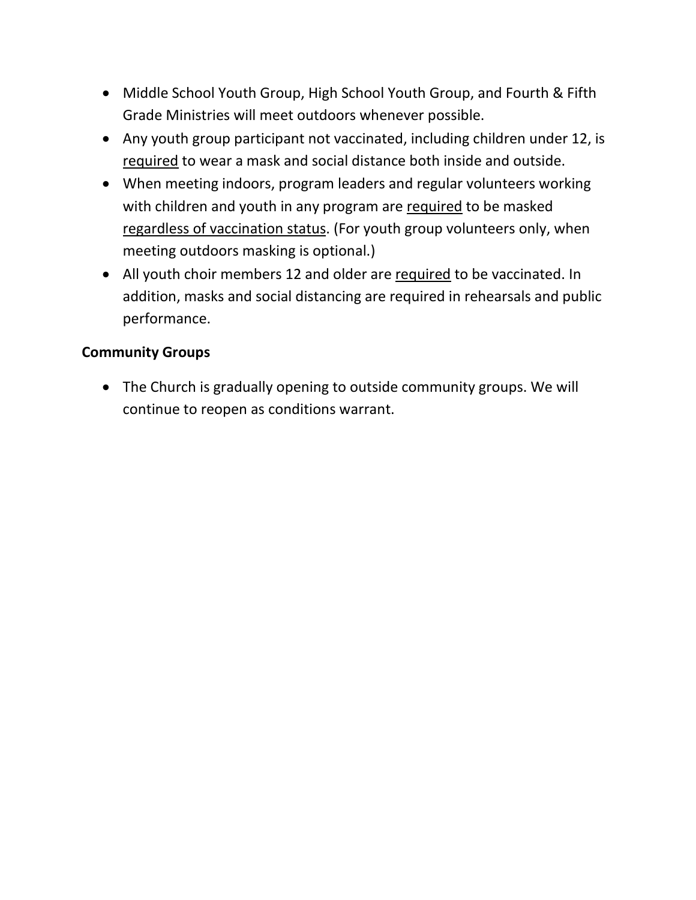- Middle School Youth Group, High School Youth Group, and Fourth & Fifth Grade Ministries will meet outdoors whenever possible.
- Any youth group participant not vaccinated, including children under 12, is <u>required</u> to wear a mask and social distance both inside and outside.
- When meeting indoors, program leaders and regular volunteers working with children and youth in any program are <u>required</u> to be masked <u>regardless of vaccination status</u>. (For youth group volunteers only, when meeting outdoors masking is optional.)
- All youth choir members 12 and older are <u>required</u> to be vaccinated. In addition, masks and social distancing are required in rehearsals and public performance.

**Community Groups**

- The Church is gradually opening to outside community groups. We will continue to reopen as conditions warrant.